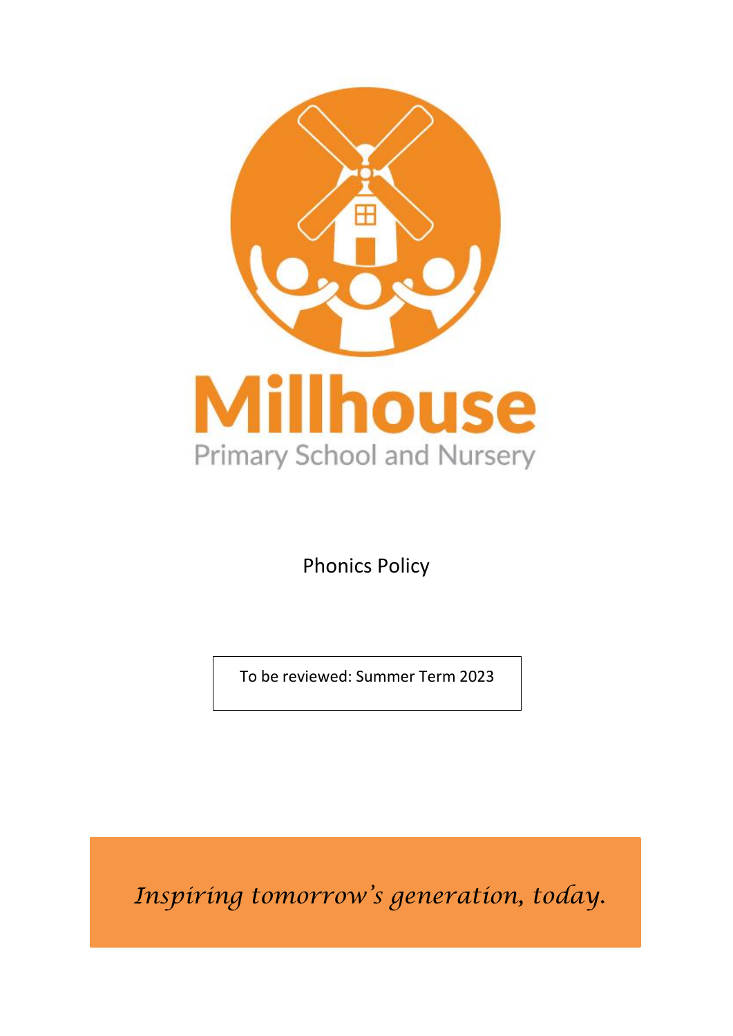# Millhouse

Primary School and Nursery

Phonics Policy

To be reviewed: Summer Term 2023

*Inspiring tomorrow's generation, today.*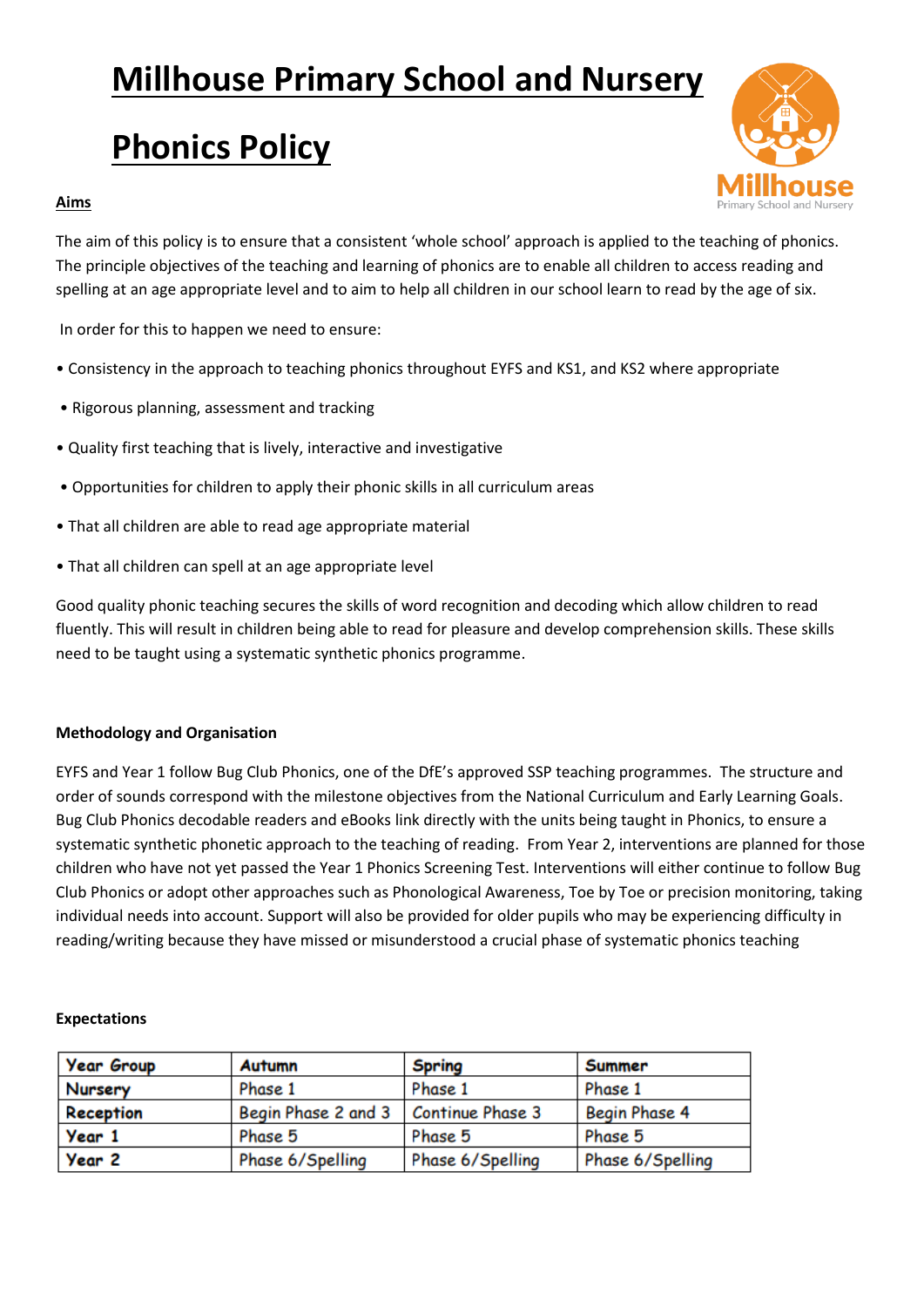# Millhouse Primary School and Nursery

# Phonics Policy

## Aims

The aim of this policy is to ensure that a consistent 'whole school' approach is applied to the teaching of phonics. The principle objectives of the teaching and learning of phonics are to enable all children to access reading and spelling at an age appropriate level and to aim to help all children in our school learn to read by the age of six.

In order for this to happen we need to ensure:

- Consistency in the approach to teaching phonics throughout EYFS and KS1, and KS2 where appropriate
- Rigorous planning, assessment and tracking
- Quality first teaching that is lively, interactive and investigative
- Opportunities for children to apply their phonic skills in all curriculum areas
- That all children are able to read age appropriate material
- That all children can spell at an age appropriate level

Good quality phonic teaching secures the skills of word recognition and decoding which allow children to read fluently. This will result in children being able to read for pleasure and develop comprehension skills. These skills need to be taught using a systematic synthetic phonics programme.

### Methodology and Organisation

EYFS and Year 1 follow Bug Club Phonics, one of the DfE's approved SSP teaching programmes. The structure and order of sounds correspond with the milestone objectives from the National Curriculum and Early Learning Goals. Bug Club Phonics decodable readers and eBooks link directly with the units being taught in Phonics, to ensure a systematic synthetic phonetic approach to the teaching of reading. From Year 2, interventions are planned for those children who have not yet passed the Year 1 Phonics Screening Test. Interventions will either continue to follow Bug Club Phonics or adopt other approaches such as Phonological Awareness, Toe by Toe or precision monitoring, taking individual needs into account. Support will also be provided for older pupils who may be experiencing difficulty in reading/writing because they have missed or misunderstood a crucial phase of systematic phonics teaching

### Expectations

| Year Group | Autumn | Spring | Summer |
|---|---|---|---|
| Nursery | Phase 1 | Phase 1 | Phase 1 |
| Reception | Begin Phase 2 and 3 | Continue Phase 3 | Begin Phase 4 |
| Year 1 | Phase 5 | Phase 5 | Phase 5 |
| Year 2 | Phase 6/Spelling | Phase 6/Spelling | Phase 6/Spelling |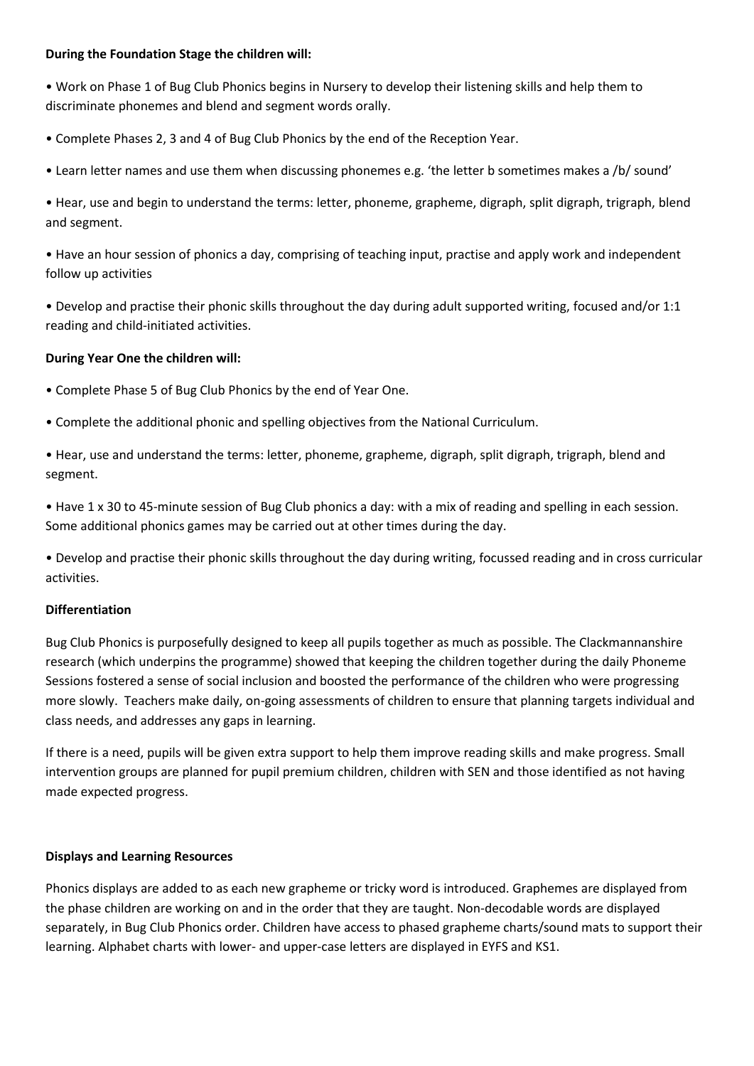**During the Foundation Stage the children will:**

- Work on Phase 1 of Bug Club Phonics begins in Nursery to develop their listening skills and help them to discriminate phonemes and blend and segment words orally.
- Complete Phases 2, 3 and 4 of Bug Club Phonics by the end of the Reception Year.
- Learn letter names and use them when discussing phonemes e.g. 'the letter b sometimes makes a /b/ sound'
- Hear, use and begin to understand the terms: letter, phoneme, grapheme, digraph, split digraph, trigraph, blend and segment.
- Have an hour session of phonics a day, comprising of teaching input, practise and apply work and independent follow up activities
- Develop and practise their phonic skills throughout the day during adult supported writing, focused and/or 1:1 reading and child-initiated activities.

**During Year One the children will:**

- Complete Phase 5 of Bug Club Phonics by the end of Year One.
- Complete the additional phonic and spelling objectives from the National Curriculum.
- Hear, use and understand the terms: letter, phoneme, grapheme, digraph, split digraph, trigraph, blend and segment.
- Have 1 x 30 to 45-minute session of Bug Club phonics a day: with a mix of reading and spelling in each session. Some additional phonics games may be carried out at other times during the day.
- Develop and practise their phonic skills throughout the day during writing, focussed reading and in cross curricular activities.

**Differentiation**

Bug Club Phonics is purposefully designed to keep all pupils together as much as possible. The Clackmannanshire research (which underpins the programme) showed that keeping the children together during the daily Phoneme Sessions fostered a sense of social inclusion and boosted the performance of the children who were progressing more slowly. Teachers make daily, on-going assessments of children to ensure that planning targets individual and class needs, and addresses any gaps in learning.

If there is a need, pupils will be given extra support to help them improve reading skills and make progress. Small intervention groups are planned for pupil premium children, children with SEN and those identified as not having made expected progress.

**Displays and Learning Resources**

Phonics displays are added to as each new grapheme or tricky word is introduced. Graphemes are displayed from the phase children are working on and in the order that they are taught. Non-decodable words are displayed separately, in Bug Club Phonics order. Children have access to phased grapheme charts/sound mats to support their learning. Alphabet charts with lower- and upper-case letters are displayed in EYFS and KS1.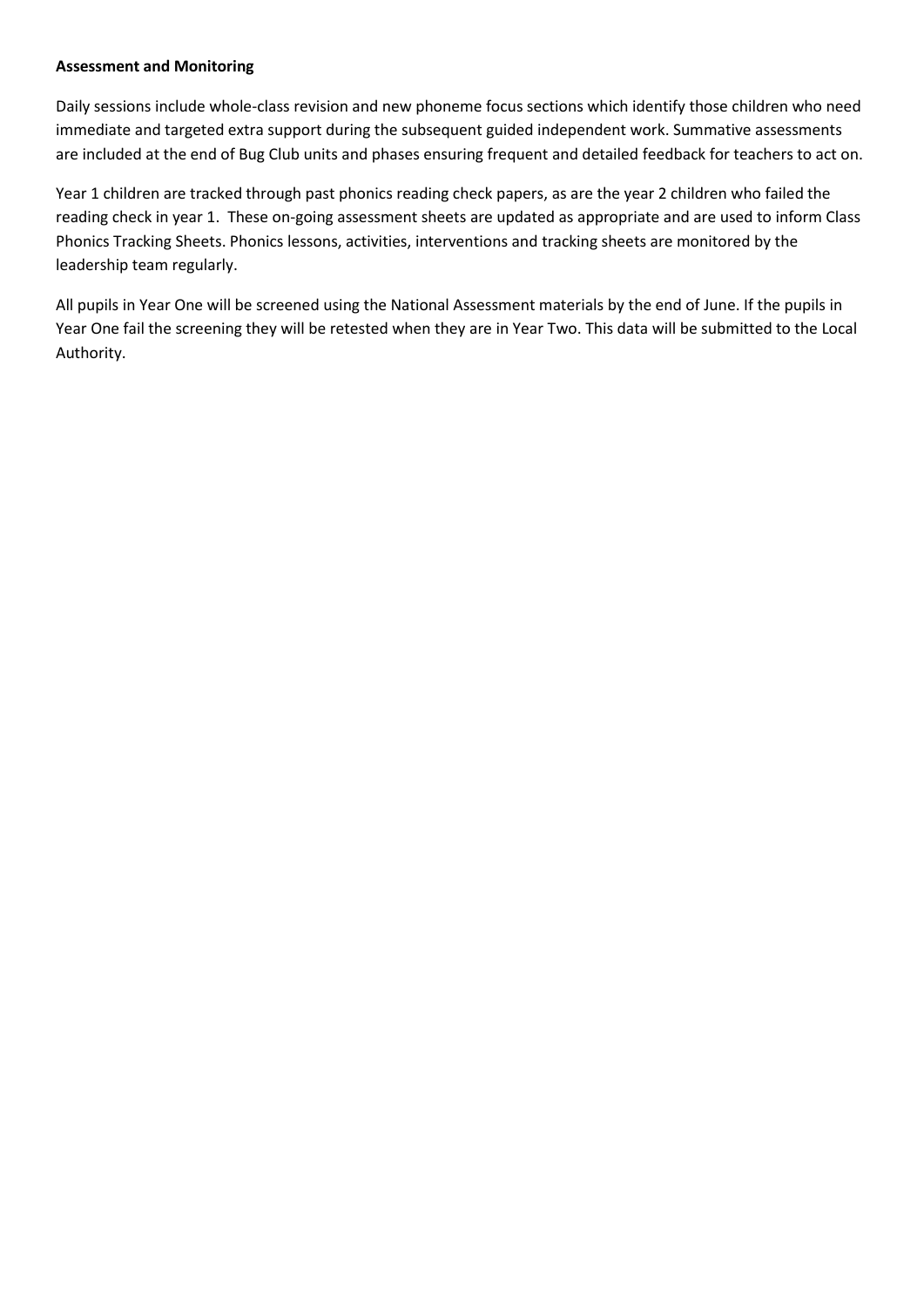**Assessment and Monitoring**

Daily sessions include whole-class revision and new phoneme focus sections which identify those children who need immediate and targeted extra support during the subsequent guided independent work. Summative assessments are included at the end of Bug Club units and phases ensuring frequent and detailed feedback for teachers to act on.

Year 1 children are tracked through past phonics reading check papers, as are the year 2 children who failed the reading check in year 1. These on-going assessment sheets are updated as appropriate and are used to inform Class Phonics Tracking Sheets. Phonics lessons, activities, interventions and tracking sheets are monitored by the leadership team regularly.

All pupils in Year One will be screened using the National Assessment materials by the end of June. If the pupils in Year One fail the screening they will be retested when they are in Year Two. This data will be submitted to the Local Authority.